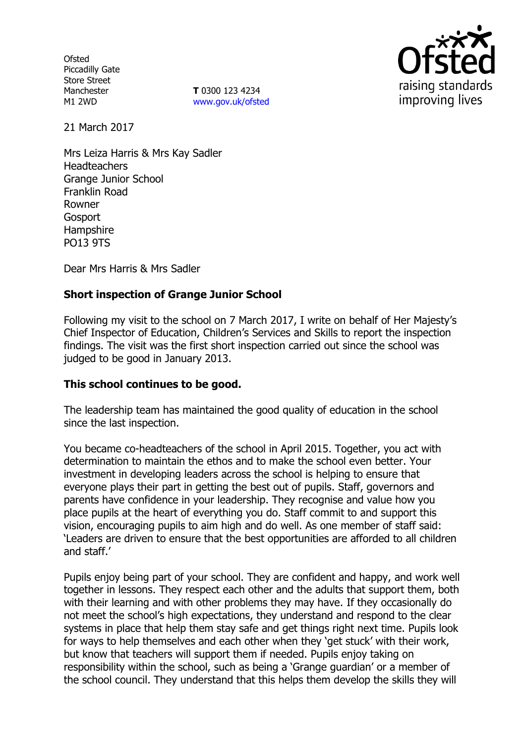Ofsted
Piccadilly Gate
Store Street
Manchester
M1 2WD

**T** 0300 123 4234
www.gov.uk/ofsted

21 March 2017

Mrs Leiza Harris & Mrs Kay Sadler
Headteachers
Grange Junior School
Franklin Road
Rowner
Gosport
Hampshire
PO13 9TS

Dear Mrs Harris & Mrs Sadler

**Short inspection of Grange Junior School**

Following my visit to the school on 7 March 2017, I write on behalf of Her Majesty's Chief Inspector of Education, Children's Services and Skills to report the inspection findings. The visit was the first short inspection carried out since the school was judged to be good in January 2013.

**This school continues to be good.**

The leadership team has maintained the good quality of education in the school since the last inspection.

You became co-headteachers of the school in April 2015. Together, you act with determination to maintain the ethos and to make the school even better. Your investment in developing leaders across the school is helping to ensure that everyone plays their part in getting the best out of pupils. Staff, governors and parents have confidence in your leadership. They recognise and value how you place pupils at the heart of everything you do. Staff commit to and support this vision, encouraging pupils to aim high and do well. As one member of staff said: 'Leaders are driven to ensure that the best opportunities are afforded to all children and staff.'

Pupils enjoy being part of your school. They are confident and happy, and work well together in lessons. They respect each other and the adults that support them, both with their learning and with other problems they may have. If they occasionally do not meet the school's high expectations, they understand and respond to the clear systems in place that help them stay safe and get things right next time. Pupils look for ways to help themselves and each other when they 'get stuck' with their work, but know that teachers will support them if needed. Pupils enjoy taking on responsibility within the school, such as being a 'Grange guardian' or a member of the school council. They understand that this helps them develop the skills they will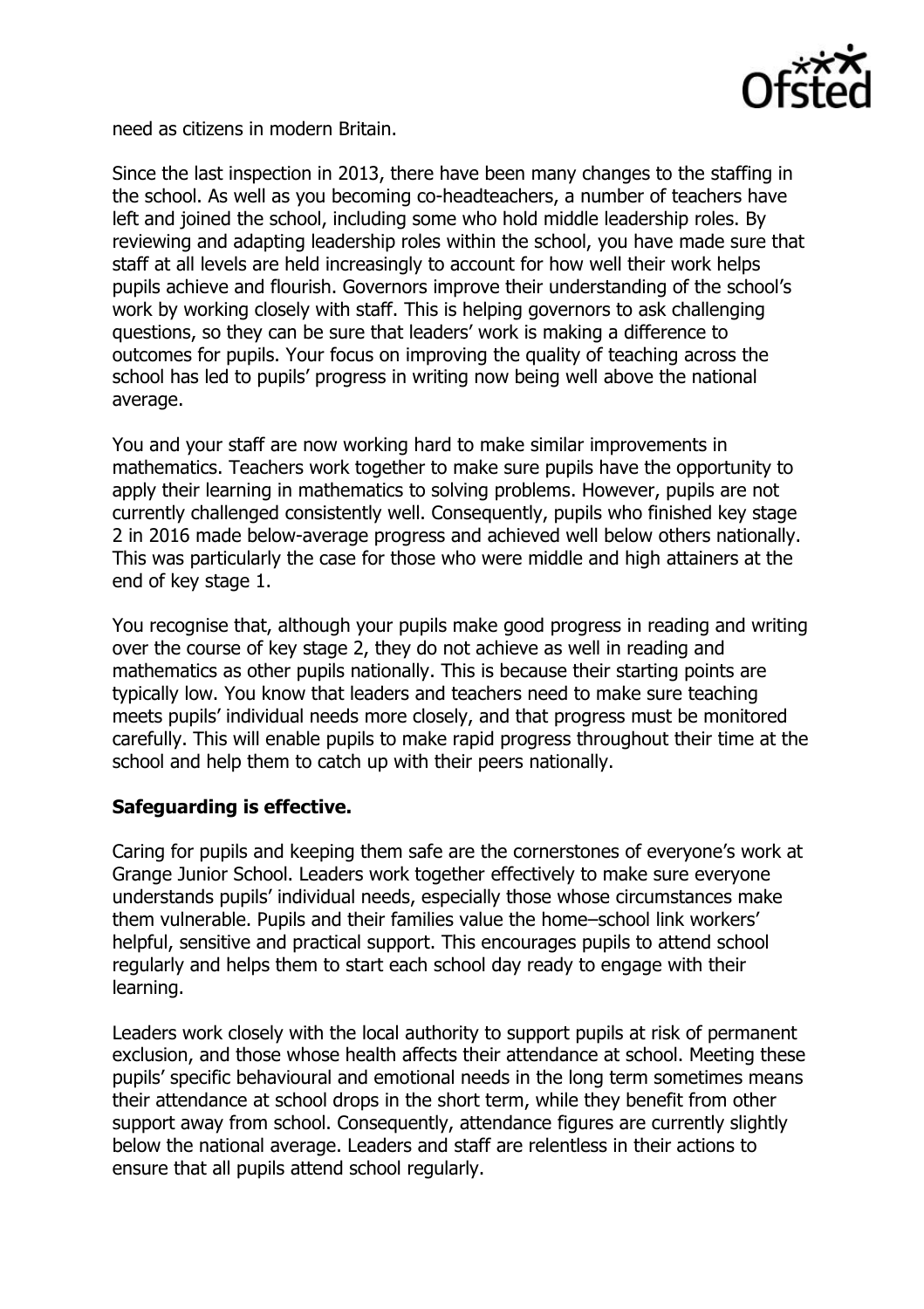need as citizens in modern Britain.

Since the last inspection in 2013, there have been many changes to the staffing in the school. As well as you becoming co-headteachers, a number of teachers have left and joined the school, including some who hold middle leadership roles. By reviewing and adapting leadership roles within the school, you have made sure that staff at all levels are held increasingly to account for how well their work helps pupils achieve and flourish. Governors improve their understanding of the school's work by working closely with staff. This is helping governors to ask challenging questions, so they can be sure that leaders' work is making a difference to outcomes for pupils. Your focus on improving the quality of teaching across the school has led to pupils' progress in writing now being well above the national average.

You and your staff are now working hard to make similar improvements in mathematics. Teachers work together to make sure pupils have the opportunity to apply their learning in mathematics to solving problems. However, pupils are not currently challenged consistently well. Consequently, pupils who finished key stage 2 in 2016 made below-average progress and achieved well below others nationally. This was particularly the case for those who were middle and high attainers at the end of key stage 1.

You recognise that, although your pupils make good progress in reading and writing over the course of key stage 2, they do not achieve as well in reading and mathematics as other pupils nationally. This is because their starting points are typically low. You know that leaders and teachers need to make sure teaching meets pupils' individual needs more closely, and that progress must be monitored carefully. This will enable pupils to make rapid progress throughout their time at the school and help them to catch up with their peers nationally.

**Safeguarding is effective.**

Caring for pupils and keeping them safe are the cornerstones of everyone's work at Grange Junior School. Leaders work together effectively to make sure everyone understands pupils' individual needs, especially those whose circumstances make them vulnerable. Pupils and their families value the home–school link workers' helpful, sensitive and practical support. This encourages pupils to attend school regularly and helps them to start each school day ready to engage with their learning.

Leaders work closely with the local authority to support pupils at risk of permanent exclusion, and those whose health affects their attendance at school. Meeting these pupils' specific behavioural and emotional needs in the long term sometimes means their attendance at school drops in the short term, while they benefit from other support away from school. Consequently, attendance figures are currently slightly below the national average. Leaders and staff are relentless in their actions to ensure that all pupils attend school regularly.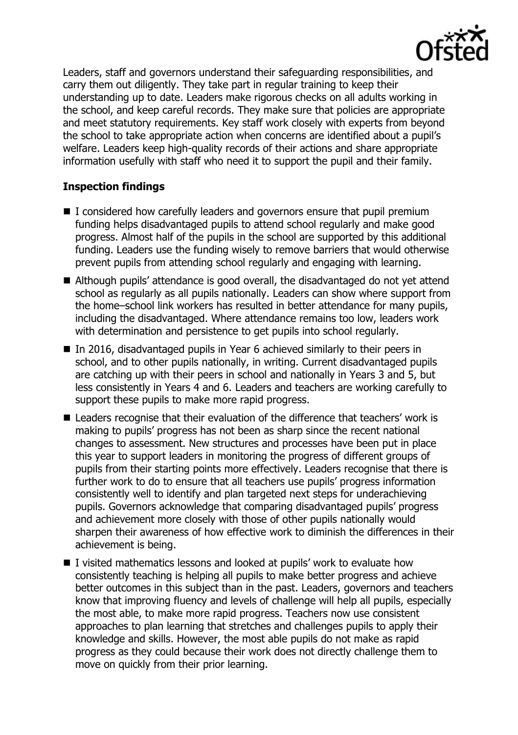Leaders, staff and governors understand their safeguarding responsibilities, and carry them out diligently. They take part in regular training to keep their understanding up to date. Leaders make rigorous checks on all adults working in the school, and keep careful records. They make sure that policies are appropriate and meet statutory requirements. Key staff work closely with experts from beyond the school to take appropriate action when concerns are identified about a pupil's welfare. Leaders keep high-quality records of their actions and share appropriate information usefully with staff who need it to support the pupil and their family.

### Inspection findings

- I considered how carefully leaders and governors ensure that pupil premium funding helps disadvantaged pupils to attend school regularly and make good progress. Almost half of the pupils in the school are supported by this additional funding. Leaders use the funding wisely to remove barriers that would otherwise prevent pupils from attending school regularly and engaging with learning.
- Although pupils' attendance is good overall, the disadvantaged do not yet attend school as regularly as all pupils nationally. Leaders can show where support from the home–school link workers has resulted in better attendance for many pupils, including the disadvantaged. Where attendance remains too low, leaders work with determination and persistence to get pupils into school regularly.
- In 2016, disadvantaged pupils in Year 6 achieved similarly to their peers in school, and to other pupils nationally, in writing. Current disadvantaged pupils are catching up with their peers in school and nationally in Years 3 and 5, but less consistently in Years 4 and 6. Leaders and teachers are working carefully to support these pupils to make more rapid progress.
- Leaders recognise that their evaluation of the difference that teachers' work is making to pupils' progress has not been as sharp since the recent national changes to assessment. New structures and processes have been put in place this year to support leaders in monitoring the progress of different groups of pupils from their starting points more effectively. Leaders recognise that there is further work to do to ensure that all teachers use pupils' progress information consistently well to identify and plan targeted next steps for underachieving pupils. Governors acknowledge that comparing disadvantaged pupils' progress and achievement more closely with those of other pupils nationally would sharpen their awareness of how effective work to diminish the differences in their achievement is being.
- I visited mathematics lessons and looked at pupils' work to evaluate how consistently teaching is helping all pupils to make better progress and achieve better outcomes in this subject than in the past. Leaders, governors and teachers know that improving fluency and levels of challenge will help all pupils, especially the most able, to make more rapid progress. Teachers now use consistent approaches to plan learning that stretches and challenges pupils to apply their knowledge and skills. However, the most able pupils do not make as rapid progress as they could because their work does not directly challenge them to move on quickly from their prior learning.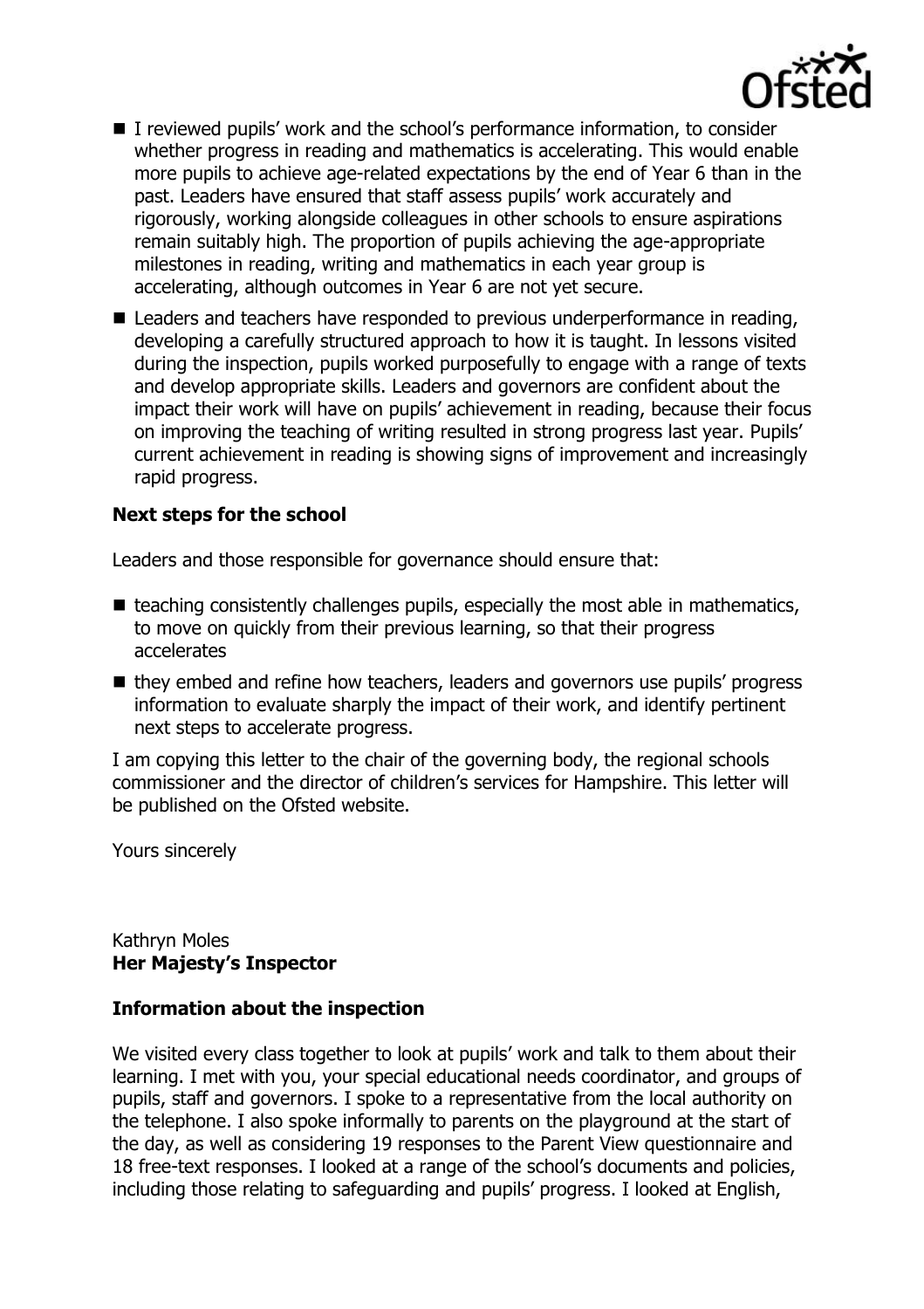- I reviewed pupils' work and the school's performance information, to consider whether progress in reading and mathematics is accelerating. This would enable more pupils to achieve age-related expectations by the end of Year 6 than in the past. Leaders have ensured that staff assess pupils' work accurately and rigorously, working alongside colleagues in other schools to ensure aspirations remain suitably high. The proportion of pupils achieving the age-appropriate milestones in reading, writing and mathematics in each year group is accelerating, although outcomes in Year 6 are not yet secure.
- Leaders and teachers have responded to previous underperformance in reading, developing a carefully structured approach to how it is taught. In lessons visited during the inspection, pupils worked purposefully to engage with a range of texts and develop appropriate skills. Leaders and governors are confident about the impact their work will have on pupils' achievement in reading, because their focus on improving the teaching of writing resulted in strong progress last year. Pupils' current achievement in reading is showing signs of improvement and increasingly rapid progress.

### Next steps for the school

Leaders and those responsible for governance should ensure that:

- teaching consistently challenges pupils, especially the most able in mathematics, to move on quickly from their previous learning, so that their progress accelerates
- they embed and refine how teachers, leaders and governors use pupils' progress information to evaluate sharply the impact of their work, and identify pertinent next steps to accelerate progress.

I am copying this letter to the chair of the governing body, the regional schools commissioner and the director of children's services for Hampshire. This letter will be published on the Ofsted website.

Yours sincerely

Kathryn Moles
**Her Majesty's Inspector**

### Information about the inspection

We visited every class together to look at pupils' work and talk to them about their learning. I met with you, your special educational needs coordinator, and groups of pupils, staff and governors. I spoke to a representative from the local authority on the telephone. I also spoke informally to parents on the playground at the start of the day, as well as considering 19 responses to the Parent View questionnaire and 18 free-text responses. I looked at a range of the school's documents and policies, including those relating to safeguarding and pupils' progress. I looked at English,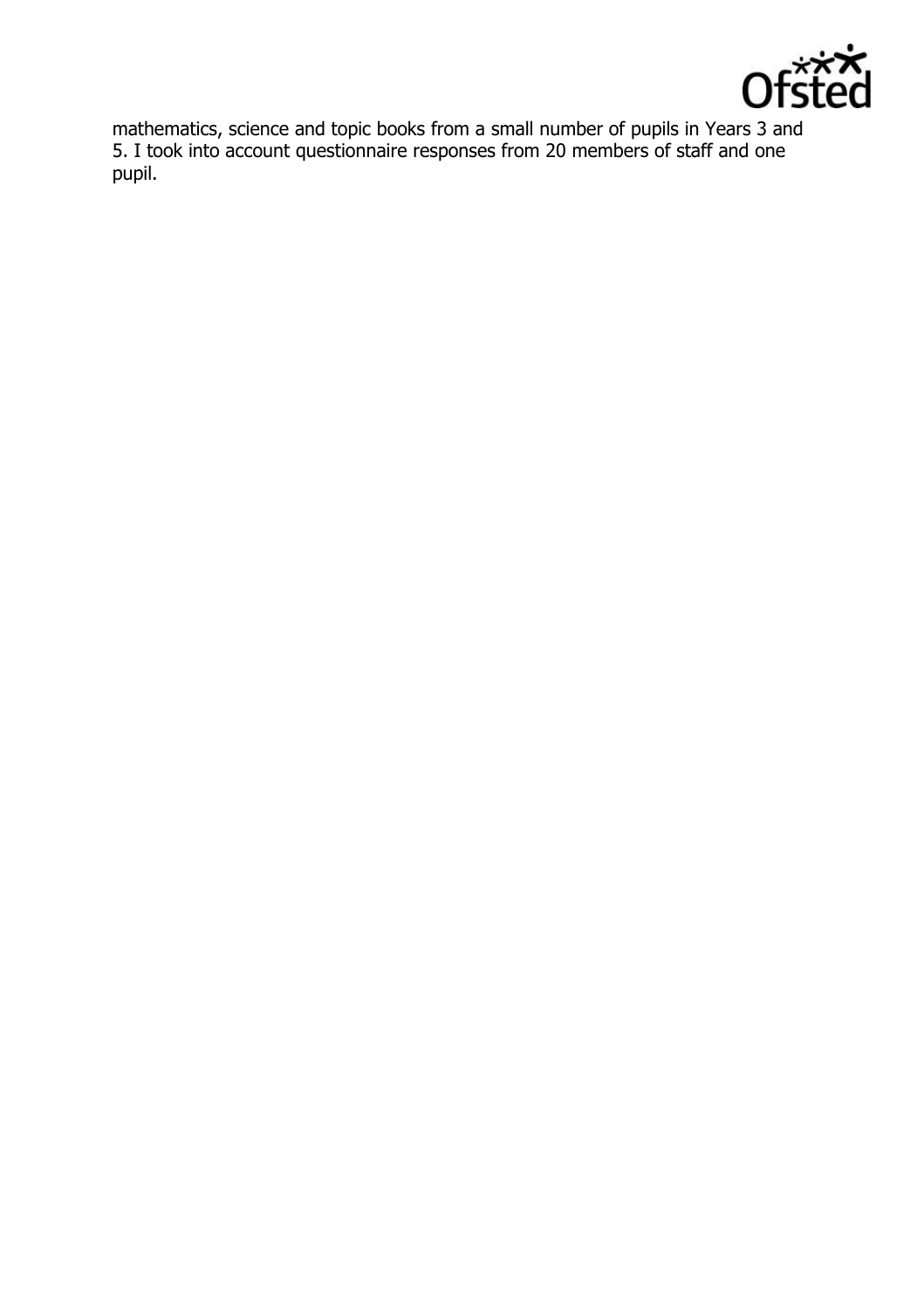mathematics, science and topic books from a small number of pupils in Years 3 and 5. I took into account questionnaire responses from 20 members of staff and one pupil.